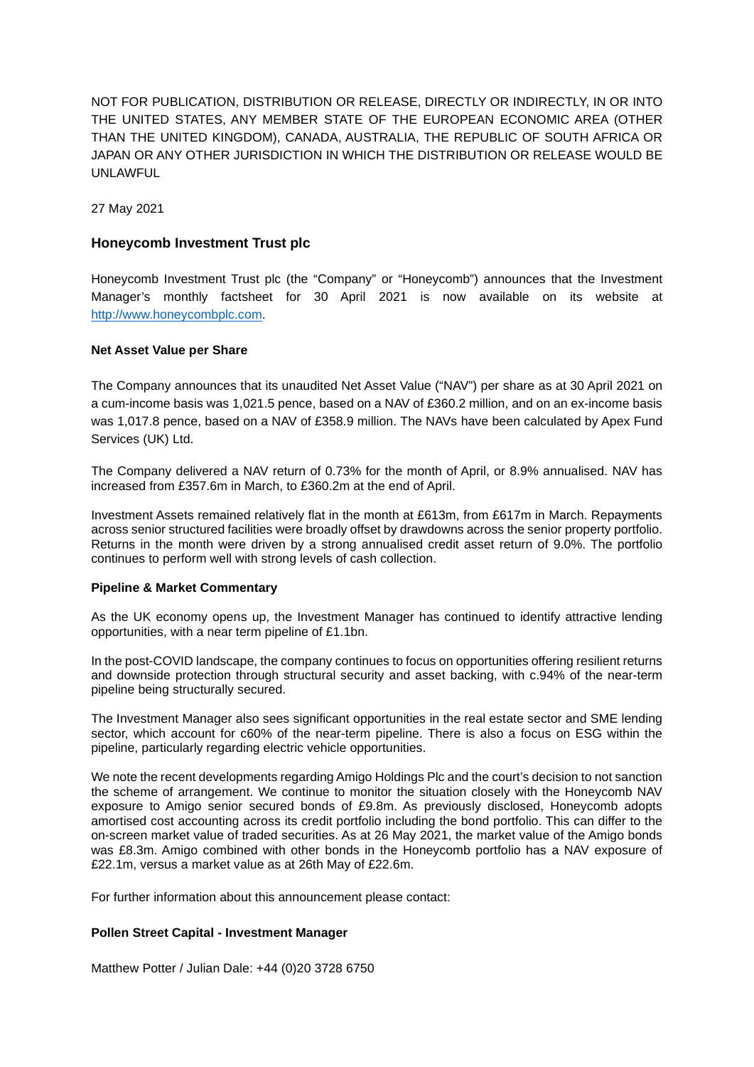NOT FOR PUBLICATION, DISTRIBUTION OR RELEASE, DIRECTLY OR INDIRECTLY, IN OR INTO THE UNITED STATES, ANY MEMBER STATE OF THE EUROPEAN ECONOMIC AREA (OTHER THAN THE UNITED KINGDOM), CANADA, AUSTRALIA, THE REPUBLIC OF SOUTH AFRICA OR JAPAN OR ANY OTHER JURISDICTION IN WHICH THE DISTRIBUTION OR RELEASE WOULD BE UNLAWFUL

27 May 2021

## Honeycomb Investment Trust plc

Honeycomb Investment Trust plc (the "Company" or "Honeycomb") announces that the Investment Manager's monthly factsheet for 30 April 2021 is now available on its website at [http://www.honeycombplc.com](http://www.honeycombplc.com).

**Net Asset Value per Share**

The Company announces that its unaudited Net Asset Value ("NAV") per share as at 30 April 2021 on a cum-income basis was 1,021.5 pence, based on a NAV of £360.2 million, and on an ex-income basis was 1,017.8 pence, based on a NAV of £358.9 million. The NAVs have been calculated by Apex Fund Services (UK) Ltd.

The Company delivered a NAV return of 0.73% for the month of April, or 8.9% annualised. NAV has increased from £357.6m in March, to £360.2m at the end of April.

Investment Assets remained relatively flat in the month at £613m, from £617m in March. Repayments across senior structured facilities were broadly offset by drawdowns across the senior property portfolio. Returns in the month were driven by a strong annualised credit asset return of 9.0%. The portfolio continues to perform well with strong levels of cash collection.

**Pipeline & Market Commentary**

As the UK economy opens up, the Investment Manager has continued to identify attractive lending opportunities, with a near term pipeline of £1.1bn.

In the post-COVID landscape, the company continues to focus on opportunities offering resilient returns and downside protection through structural security and asset backing, with c.94% of the near-term pipeline being structurally secured.

The Investment Manager also sees significant opportunities in the real estate sector and SME lending sector, which account for c60% of the near-term pipeline. There is also a focus on ESG within the pipeline, particularly regarding electric vehicle opportunities.

We note the recent developments regarding Amigo Holdings Plc and the court's decision to not sanction the scheme of arrangement. We continue to monitor the situation closely with the Honeycomb NAV exposure to Amigo senior secured bonds of £9.8m. As previously disclosed, Honeycomb adopts amortised cost accounting across its credit portfolio including the bond portfolio. This can differ to the on-screen market value of traded securities. As at 26 May 2021, the market value of the Amigo bonds was £8.3m. Amigo combined with other bonds in the Honeycomb portfolio has a NAV exposure of £22.1m, versus a market value as at 26th May of £22.6m.

For further information about this announcement please contact:

**Pollen Street Capital - Investment Manager**

Matthew Potter / Julian Dale: +44 (0)20 3728 6750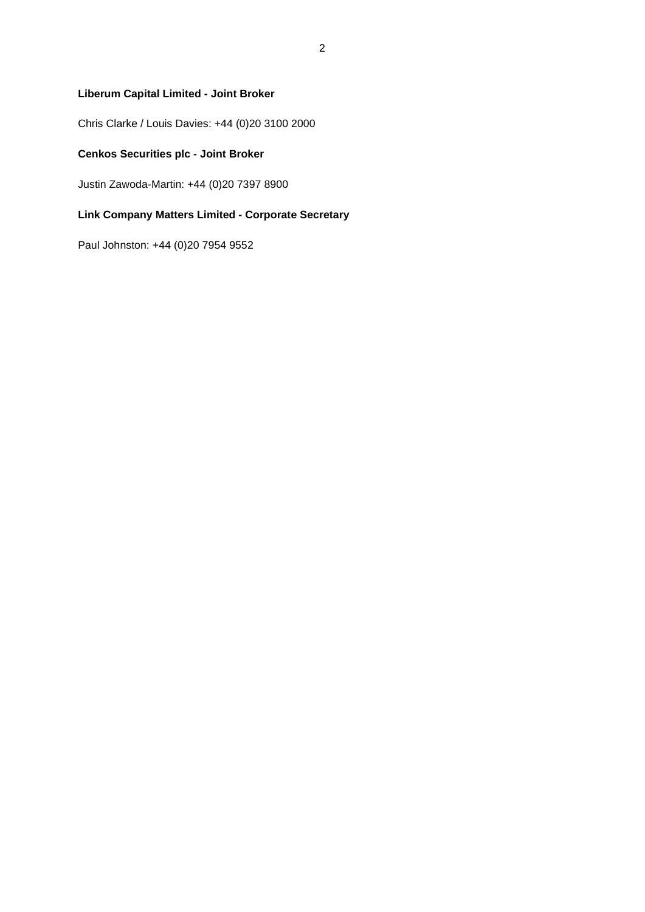**Liberum Capital Limited - Joint Broker**

Chris Clarke / Louis Davies: +44 (0)20 3100 2000

**Cenkos Securities plc - Joint Broker**

Justin Zawoda-Martin: +44 (0)20 7397 8900

**Link Company Matters Limited - Corporate Secretary**

Paul Johnston: +44 (0)20 7954 9552